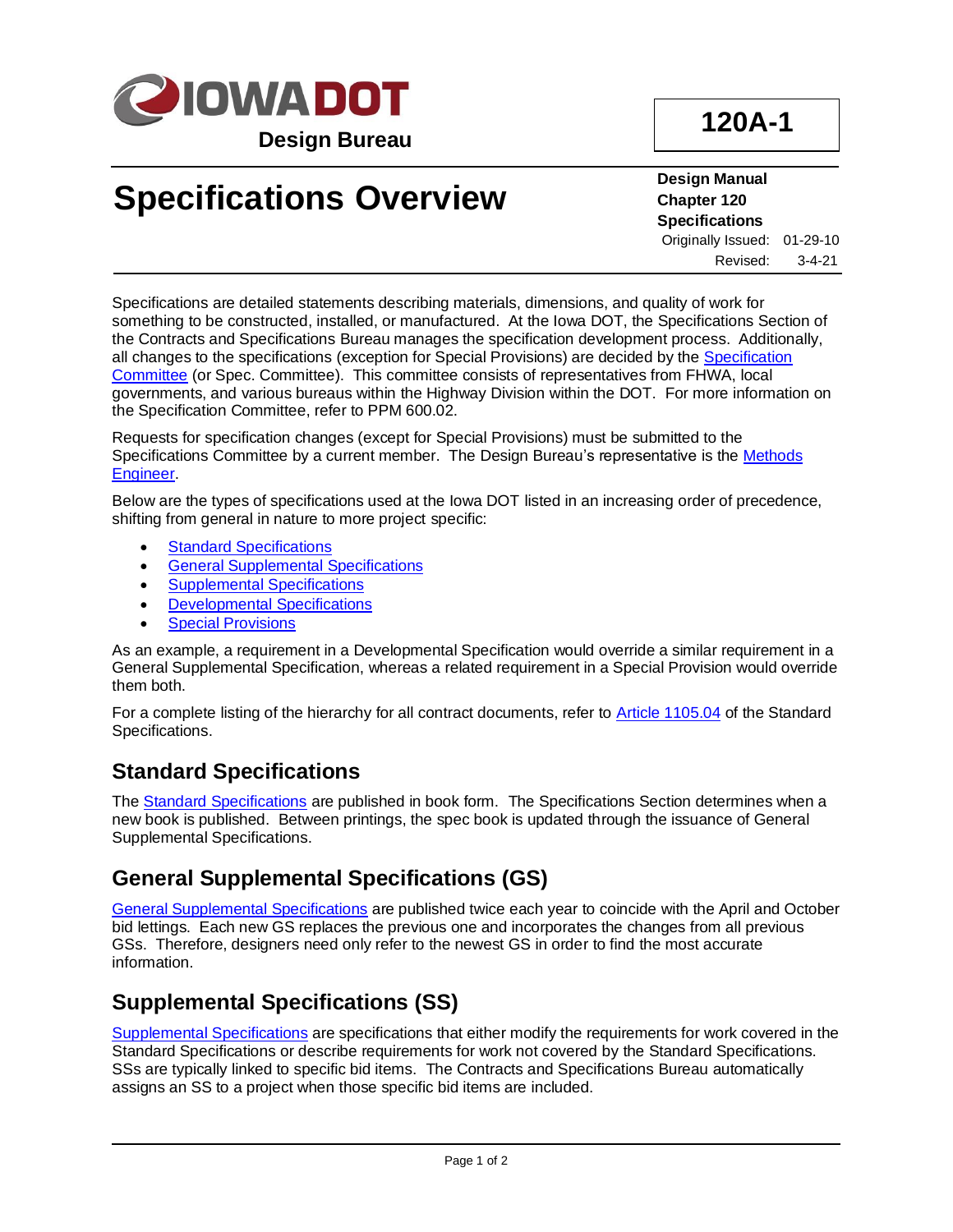Iowa DOT
Design Bureau

**120A-1**

# Specifications Overview

**Design Manual**
**Chapter 120**
**Specifications**
Originally Issued: 01-29-10
Revised: 3-4-21

Specifications are detailed statements describing materials, dimensions, and quality of work for something to be constructed, installed, or manufactured. At the Iowa DOT, the Specifications Section of the Contracts and Specifications Bureau manages the specification development process. Additionally, all changes to the specifications (exception for Special Provisions) are decided by the Specification Committee (or Spec. Committee). This committee consists of representatives from FHWA, local governments, and various bureaus within the Highway Division within the DOT. For more information on the Specification Committee, refer to PPM 600.02.

Requests for specification changes (except for Special Provisions) must be submitted to the Specifications Committee by a current member. The Design Bureau's representative is the Methods Engineer.

Below are the types of specifications used at the Iowa DOT listed in an increasing order of precedence, shifting from general in nature to more project specific:

- Standard Specifications
- General Supplemental Specifications
- Supplemental Specifications
- Developmental Specifications
- Special Provisions

As an example, a requirement in a Developmental Specification would override a similar requirement in a General Supplemental Specification, whereas a related requirement in a Special Provision would override them both.

For a complete listing of the hierarchy for all contract documents, refer to Article 1105.04 of the Standard Specifications.

## Standard Specifications

The Standard Specifications are published in book form. The Specifications Section determines when a new book is published. Between printings, the spec book is updated through the issuance of General Supplemental Specifications.

## General Supplemental Specifications (GS)

General Supplemental Specifications are published twice each year to coincide with the April and October bid lettings. Each new GS replaces the previous one and incorporates the changes from all previous GSs. Therefore, designers need only refer to the newest GS in order to find the most accurate information.

## Supplemental Specifications (SS)

Supplemental Specifications are specifications that either modify the requirements for work covered in the Standard Specifications or describe requirements for work not covered by the Standard Specifications. SSs are typically linked to specific bid items. The Contracts and Specifications Bureau automatically assigns an SS to a project when those specific bid items are included.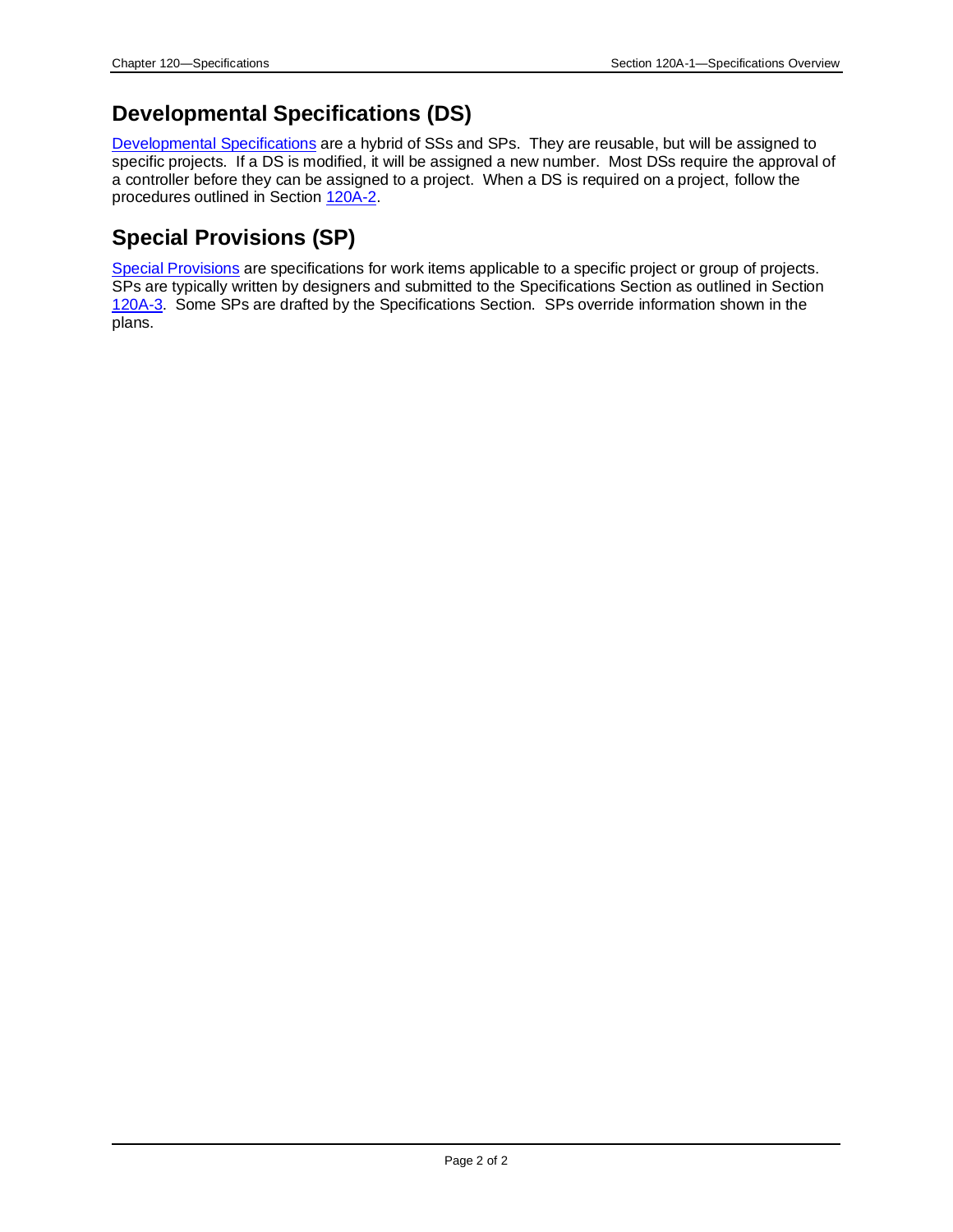## Developmental Specifications (DS)

Developmental Specifications are a hybrid of SSs and SPs. They are reusable, but will be assigned to specific projects. If a DS is modified, it will be assigned a new number. Most DSs require the approval of a controller before they can be assigned to a project. When a DS is required on a project, follow the procedures outlined in Section 120A-2.

## Special Provisions (SP)

Special Provisions are specifications for work items applicable to a specific project or group of projects. SPs are typically written by designers and submitted to the Specifications Section as outlined in Section 120A-3. Some SPs are drafted by the Specifications Section. SPs override information shown in the plans.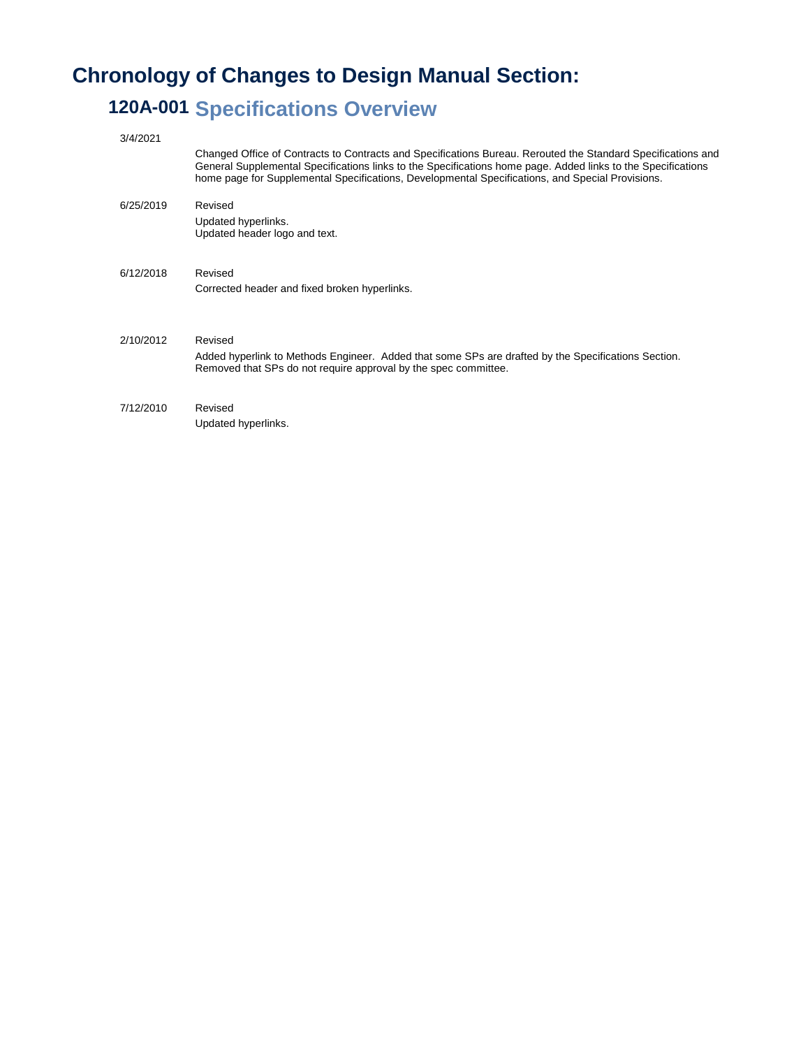# Chronology of Changes to Design Manual Section:

## 120A-001 Specifications Overview

3/4/2021

Changed Office of Contracts to Contracts and Specifications Bureau. Rerouted the Standard Specifications and General Supplemental Specifications links to the Specifications home page. Added links to the Specifications home page for Supplemental Specifications, Developmental Specifications, and Special Provisions.

6/25/2019 Revised

Updated hyperlinks.
Updated header logo and text.

6/12/2018 Revised

Corrected header and fixed broken hyperlinks.

2/10/2012 Revised

Added hyperlink to Methods Engineer. Added that some SPs are drafted by the Specifications Section. Removed that SPs do not require approval by the spec committee.

7/12/2010 Revised

Updated hyperlinks.